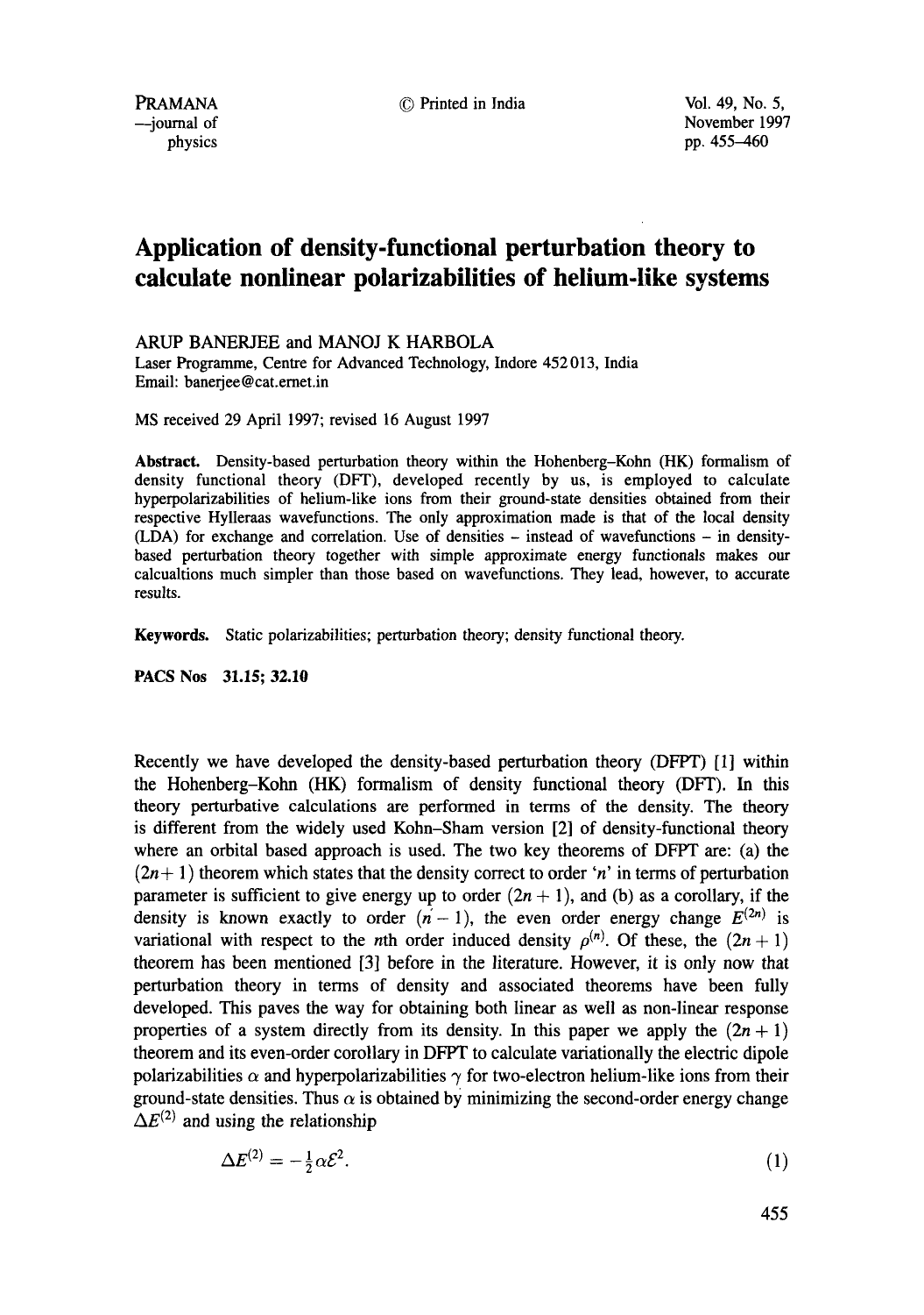# Application of density-functional perturbation theory to calculate nonlinear polarizabilities of helium-like systems

ARUP BANERJEE and MANOJ K HARBOLA

Laser Programme, Centre for Advanced Technology, Indore 452 013, India

Email: banerjee@cat.ernet.in

MS received 29 April 1997; revised 16 August 1997

**Abstract.** Density-based perturbation theory within the Hohenberg–Kohn (HK) formalism of density functional theory (DFT), developed recently by us, is employed to calculate hyperpolarizabilities of helium-like ions from their ground-state densities obtained from their respective Hylleraas wavefunctions. The only approximation made is that of the local density (LDA) for exchange and correlation. Use of densities – instead of wavefunctions – in density-based perturbation theory together with simple approximate energy functionals makes our calcualtions much simpler than those based on wavefunctions. They lead, however, to accurate results.

**Keywords.** Static polarizabilities; perturbation theory; density functional theory.

**PACS Nos** 31.15; 32.10

Recently we have developed the density-based perturbation theory (DFPT) [1] within the Hohenberg–Kohn (HK) formalism of density functional theory (DFT). In this theory perturbative calculations are performed in terms of the density. The theory is different from the widely used Kohn–Sham version [2] of density-functional theory where an orbital based approach is used. The two key theorems of DFPT are: (a) the $(2n+1)$ theorem which states that the density correct to order '$n$' in terms of perturbation parameter is sufficient to give energy up to order $(2n+1)$, and (b) as a corollary, if the density is known exactly to order $(n-1)$, the even order energy change $E^{(2n)}$ is variational with respect to the $n$th order induced density $\rho^{(n)}$. Of these, the $(2n+1)$ theorem has been mentioned [3] before in the literature. However, it is only now that perturbation theory in terms of density and associated theorems have been fully developed. This paves the way for obtaining both linear as well as non-linear response properties of a system directly from its density. In this paper we apply the $(2n+1)$ theorem and its even-order corollary in DFPT to calculate variationally the electric dipole polarizabilities $\alpha$ and hyperpolarizabilities $\gamma$ for two-electron helium-like ions from their ground-state densities. Thus $\alpha$ is obtained by minimizing the second-order energy change $\Delta E^{(2)}$ and using the relationship

$$\Delta E^{(2)} = -\tfrac{1}{2}\alpha\mathcal{E}^2. \tag{1}$$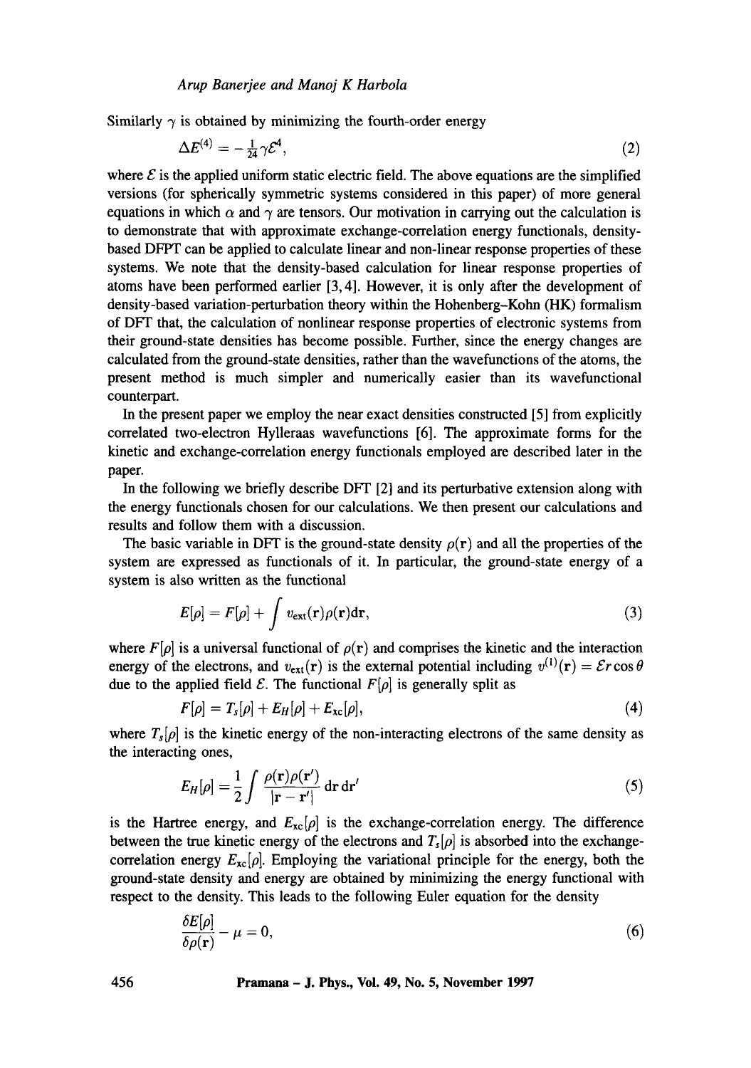Similarly $\gamma$ is obtained by minimizing the fourth-order energy

$$\Delta E^{(4)} = -\tfrac{1}{24}\gamma\mathcal{E}^4, \tag{2}$$

where $\mathcal{E}$ is the applied uniform static electric field. The above equations are the simplified versions (for spherically symmetric systems considered in this paper) of more general equations in which $\alpha$ and $\gamma$ are tensors. Our motivation in carrying out the calculation is to demonstrate that with approximate exchange-correlation energy functionals, density-based DFPT can be applied to calculate linear and non-linear response properties of these systems. We note that the density-based calculation for linear response properties of atoms have been performed earlier [3, 4]. However, it is only after the development of density-based variation-perturbation theory within the Hohenberg–Kohn (HK) formalism of DFT that, the calculation of nonlinear response properties of electronic systems from their ground-state densities has become possible. Further, since the energy changes are calculated from the ground-state densities, rather than the wavefunctions of the atoms, the present method is much simpler and numerically easier than its wavefunctional counterpart.

In the present paper we employ the near exact densities constructed [5] from explicitly correlated two-electron Hylleraas wavefunctions [6]. The approximate forms for the kinetic and exchange-correlation energy functionals employed are described later in the paper.

In the following we briefly describe DFT [2] and its perturbative extension along with the energy functionals chosen for our calculations. We then present our calculations and results and follow them with a discussion.

The basic variable in DFT is the ground-state density $\rho(\mathbf{r})$ and all the properties of the system are expressed as functionals of it. In particular, the ground-state energy of a system is also written as the functional

$$E[\rho] = F[\rho] + \int v_{\text{ext}}(\mathbf{r})\rho(\mathbf{r})\mathrm{d}\mathbf{r}, \tag{3}$$

where $F[\rho]$ is a universal functional of $\rho(\mathbf{r})$ and comprises the kinetic and the interaction energy of the electrons, and $v_{\text{ext}}(\mathbf{r})$ is the external potential including $v^{(1)}(\mathbf{r}) = \mathcal{E}r\cos\theta$ due to the applied field $\mathcal{E}$. The functional $F[\rho]$ is generally split as

$$F[\rho] = T_s[\rho] + E_H[\rho] + E_{\text{xc}}[\rho], \tag{4}$$

where $T_s[\rho]$ is the kinetic energy of the non-interacting electrons of the same density as the interacting ones,

$$E_H[\rho] = \frac{1}{2}\int \frac{\rho(\mathbf{r})\rho(\mathbf{r}')}{|\mathbf{r}-\mathbf{r}'|}\,\mathrm{d}\mathbf{r}\,\mathrm{d}\mathbf{r}' \tag{5}$$

is the Hartree energy, and $E_{\text{xc}}[\rho]$ is the exchange-correlation energy. The difference between the true kinetic energy of the electrons and $T_s[\rho]$ is absorbed into the exchange-correlation energy $E_{\text{xc}}[\rho]$. Employing the variational principle for the energy, both the ground-state density and energy are obtained by minimizing the energy functional with respect to the density. This leads to the following Euler equation for the density

$$\frac{\delta E[\rho]}{\delta\rho(\mathbf{r})} - \mu = 0, \tag{6}$$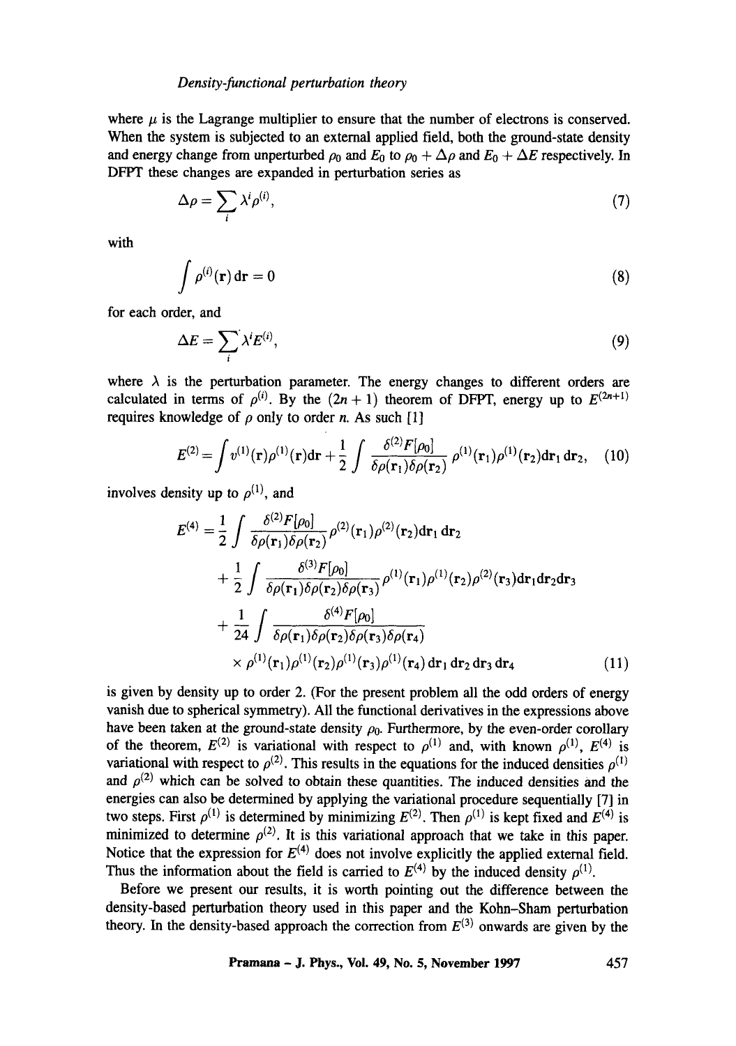where $\mu$ is the Lagrange multiplier to ensure that the number of electrons is conserved. When the system is subjected to an external applied field, both the ground-state density and energy change from unperturbed $\rho_0$ and $E_0$ to $\rho_0 + \Delta\rho$ and $E_0 + \Delta E$ respectively. In DFPT these changes are expanded in perturbation series as

$$\Delta\rho = \sum_i \lambda^i \rho^{(i)}, \tag{7}$$

with

$$\int \rho^{(i)}(\mathbf{r})\,\mathrm{d}\mathbf{r} = 0 \tag{8}$$

for each order, and

$$\Delta E = \sum_i \lambda^i E^{(i)}, \tag{9}$$

where $\lambda$ is the perturbation parameter. The energy changes to different orders are calculated in terms of $\rho^{(i)}$. By the $(2n+1)$ theorem of DFPT, energy up to $E^{(2n+1)}$ requires knowledge of $\rho$ only to order $n$. As such [1]

$$E^{(2)} = \int v^{(1)}(\mathbf{r})\rho^{(1)}(\mathbf{r})\mathrm{d}\mathbf{r} + \frac{1}{2}\int \frac{\delta^{(2)}F[\rho_0]}{\delta\rho(\mathbf{r}_1)\delta\rho(\mathbf{r}_2)}\rho^{(1)}(\mathbf{r}_1)\rho^{(1)}(\mathbf{r}_2)\mathrm{d}\mathbf{r}_1\,\mathrm{d}\mathbf{r}_2, \tag{10}$$

involves density up to $\rho^{(1)}$, and

$$\begin{aligned} E^{(4)} = & \frac{1}{2}\int \frac{\delta^{(2)}F[\rho_0]}{\delta\rho(\mathbf{r}_1)\delta\rho(\mathbf{r}_2)}\rho^{(2)}(\mathbf{r}_1)\rho^{(2)}(\mathbf{r}_2)\mathrm{d}\mathbf{r}_1\,\mathrm{d}\mathbf{r}_2 \\ & + \frac{1}{2}\int \frac{\delta^{(3)}F[\rho_0]}{\delta\rho(\mathbf{r}_1)\delta\rho(\mathbf{r}_2)\delta\rho(\mathbf{r}_3)}\rho^{(1)}(\mathbf{r}_1)\rho^{(1)}(\mathbf{r}_2)\rho^{(2)}(\mathbf{r}_3)\mathrm{d}\mathbf{r}_1\mathrm{d}\mathbf{r}_2\mathrm{d}\mathbf{r}_3 \\ & + \frac{1}{24}\int \frac{\delta^{(4)}F[\rho_0]}{\delta\rho(\mathbf{r}_1)\delta\rho(\mathbf{r}_2)\delta\rho(\mathbf{r}_3)\delta\rho(\mathbf{r}_4)} \\ & \times \rho^{(1)}(\mathbf{r}_1)\rho^{(1)}(\mathbf{r}_2)\rho^{(1)}(\mathbf{r}_3)\rho^{(1)}(\mathbf{r}_4)\,\mathrm{d}\mathbf{r}_1\,\mathrm{d}\mathbf{r}_2\,\mathrm{d}\mathbf{r}_3\,\mathrm{d}\mathbf{r}_4 \end{aligned} \tag{11}$$

is given by density up to order 2. (For the present problem all the odd orders of energy vanish due to spherical symmetry). All the functional derivatives in the expressions above have been taken at the ground-state density $\rho_0$. Furthermore, by the even-order corollary of the theorem, $E^{(2)}$ is variational with respect to $\rho^{(1)}$ and, with known $\rho^{(1)}$, $E^{(4)}$ is variational with respect to $\rho^{(2)}$. This results in the equations for the induced densities $\rho^{(1)}$ and $\rho^{(2)}$ which can be solved to obtain these quantities. The induced densities and the energies can also be determined by applying the variational procedure sequentially [7] in two steps. First $\rho^{(1)}$ is determined by minimizing $E^{(2)}$. Then $\rho^{(1)}$ is kept fixed and $E^{(4)}$ is minimized to determine $\rho^{(2)}$. It is this variational approach that we take in this paper. Notice that the expression for $E^{(4)}$ does not involve explicitly the applied external field. Thus the information about the field is carried to $E^{(4)}$ by the induced density $\rho^{(1)}$.

Before we present our results, it is worth pointing out the difference between the density-based perturbation theory used in this paper and the Kohn–Sham perturbation theory. In the density-based approach the correction from $E^{(3)}$ onwards are given by the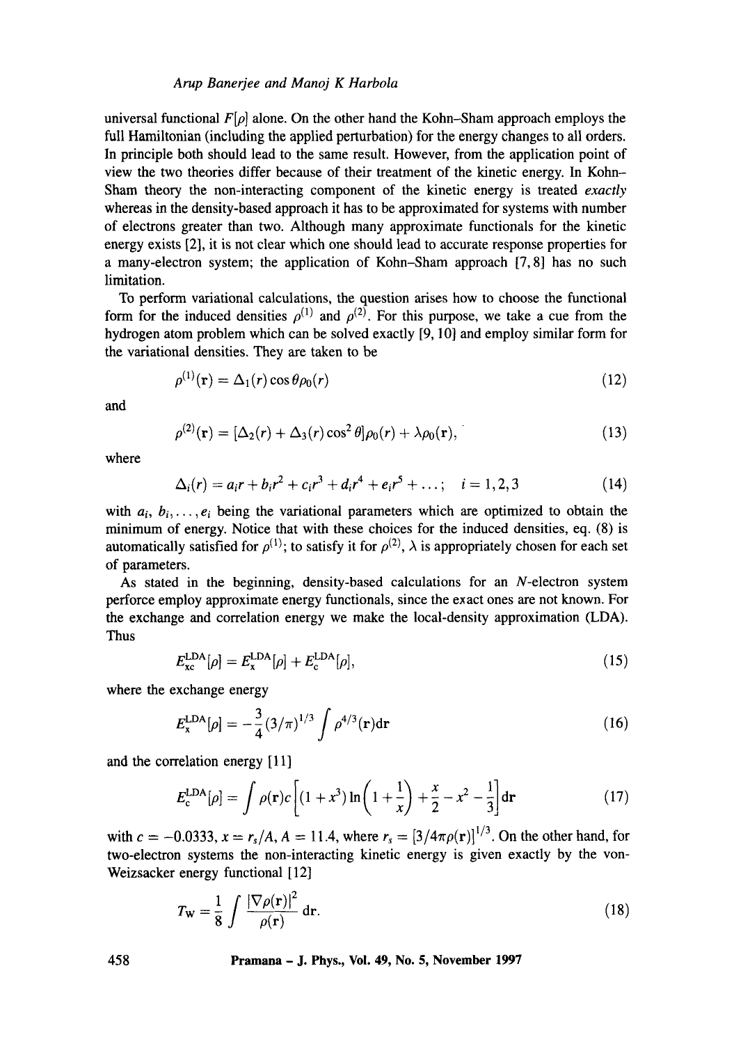universal functional $F[\rho]$ alone. On the other hand the Kohn–Sham approach employs the full Hamiltonian (including the applied perturbation) for the energy changes to all orders. In principle both should lead to the same result. However, from the application point of view the two theories differ because of their treatment of the kinetic energy. In Kohn–Sham theory the non-interacting component of the kinetic energy is treated *exactly* whereas in the density-based approach it has to be approximated for systems with number of electrons greater than two. Although many approximate functionals for the kinetic energy exists [2], it is not clear which one should lead to accurate response properties for a many-electron system; the application of Kohn–Sham approach [7, 8] has no such limitation.

To perform variational calculations, the question arises how to choose the functional form for the induced densities $\rho^{(1)}$ and $\rho^{(2)}$. For this purpose, we take a cue from the hydrogen atom problem which can be solved exactly [9, 10] and employ similar form for the variational densities. They are taken to be

$$\rho^{(1)}(\mathbf{r}) = \Delta_1(r)\cos\theta\rho_0(r) \tag{12}$$

and

$$\rho^{(2)}(\mathbf{r}) = [\Delta_2(r) + \Delta_3(r)\cos^2\theta]\rho_0(r) + \lambda\rho_0(\mathbf{r}), \tag{13}$$

where

$$\Delta_i(r) = a_i r + b_i r^2 + c_i r^3 + d_i r^4 + e_i r^5 + \dots; \quad i = 1, 2, 3 \tag{14}$$

with $a_i$, $b_i, \dots, e_i$ being the variational parameters which are optimized to obtain the minimum of energy. Notice that with these choices for the induced densities, eq. (8) is automatically satisfied for $\rho^{(1)}$; to satisfy it for $\rho^{(2)}$, $\lambda$ is appropriately chosen for each set of parameters.

As stated in the beginning, density-based calculations for an $N$-electron system perforce employ approximate energy functionals, since the exact ones are not known. For the exchange and correlation energy we make the local-density approximation (LDA). Thus

$$E_{\mathrm{xc}}^{\mathrm{LDA}}[\rho] = E_{\mathrm{x}}^{\mathrm{LDA}}[\rho] + E_{\mathrm{c}}^{\mathrm{LDA}}[\rho], \tag{15}$$

where the exchange energy

$$E_{\mathrm{x}}^{\mathrm{LDA}}[\rho] = -\frac{3}{4}(3/\pi)^{1/3}\int \rho^{4/3}(\mathbf{r})\mathrm{d}\mathbf{r} \tag{16}$$

and the correlation energy [11]

$$E_{\mathrm{c}}^{\mathrm{LDA}}[\rho] = \int \rho(\mathbf{r})c\left[(1+x^3)\ln\left(1+\frac{1}{x}\right) + \frac{x}{2} - x^2 - \frac{1}{3}\right]\mathrm{d}\mathbf{r} \tag{17}$$

with $c = -0.0333$, $x = r_s/A$, $A = 11.4$, where $r_s = [3/4\pi\rho(\mathbf{r})]^{1/3}$. On the other hand, for two-electron systems the non-interacting kinetic energy is given exactly by the von-Weizsacker energy functional [12]

$$T_{\mathrm{W}} = \frac{1}{8}\int \frac{|\nabla\rho(\mathbf{r})|^2}{\rho(\mathbf{r})}\mathrm{d}\mathbf{r}. \tag{18}$$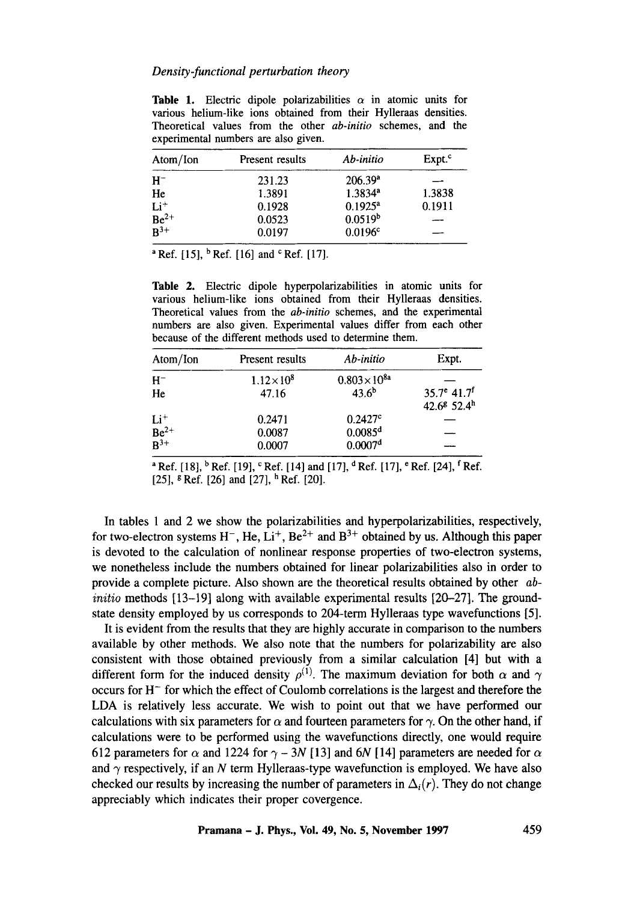**Table 1.** Electric dipole polarizabilities $\alpha$ in atomic units for various helium-like ions obtained from their Hylleraas densities. Theoretical values from the other *ab-initio* schemes, and the experimental numbers are also given.

| Atom/Ion | Present results | *Ab-initio* | Expt.[c] |
|---|---|---|---|
| $H^-$ | 231.23 | 206.39[a] | — |
| He | 1.3891 | 1.3834[a] | 1.3838 |
| $Li^+$ | 0.1928 | 0.1925[a] | 0.1911 |
| $Be^{2+}$ | 0.0523 | 0.0519[b] | — |
| $B^{3+}$ | 0.0197 | 0.0196[c] | — |

[a] Ref. [15], [b] Ref. [16] and [c] Ref. [17].

**Table 2.** Electric dipole hyperpolarizabilities in atomic units for various helium-like ions obtained from their Hylleraas densities. Theoretical values from the *ab-initio* schemes, and the experimental numbers are also given. Experimental values differ from each other because of the different methods used to determine them.

| Atom/Ion | Present results | *Ab-initio* | Expt. |
|---|---|---|---|
| $H^-$ | $1.12\times10^8$ | $0.803\times10^8$[a] | — |
| He | 47.16 | 43.6[b] | 35.7[e] 41.7[f] 42.6[g] 52.4[h] |
| $Li^+$ | 0.2471 | 0.2427[c] | — |
| $Be^{2+}$ | 0.0087 | 0.0085[d] | — |
| $B^{3+}$ | 0.0007 | 0.0007[d] | — |

[a] Ref. [18], [b] Ref. [19], [c] Ref. [14] and [17], [d] Ref. [17], [e] Ref. [24], [f] Ref. [25], [g] Ref. [26] and [27], [h] Ref. [20].

In tables 1 and 2 we show the polarizabilities and hyperpolarizabilities, respectively, for two-electron systems $H^-$, He, $Li^+$, $Be^{2+}$ and $B^{3+}$ obtained by us. Although this paper is devoted to the calculation of nonlinear response properties of two-electron systems, we nonetheless include the numbers obtained for linear polarizabilities also in order to provide a complete picture. Also shown are the theoretical results obtained by other *ab-initio* methods [13–19] along with available experimental results [20–27]. The ground-state density employed by us corresponds to 204-term Hylleraas type wavefunctions [5].

It is evident from the results that they are highly accurate in comparison to the numbers available by other methods. We also note that the numbers for polarizability are also consistent with those obtained previously from a similar calculation [4] but with a different form for the induced density $\rho^{(1)}$. The maximum deviation for both $\alpha$ and $\gamma$ occurs for $H^-$ for which the effect of Coulomb correlations is the largest and therefore the LDA is relatively less accurate. We wish to point out that we have performed our calculations with six parameters for $\alpha$ and fourteen parameters for $\gamma$. On the other hand, if calculations were to be performed using the wavefunctions directly, one would require 612 parameters for $\alpha$ and 1224 for $\gamma$ – $3N$ [13] and $6N$ [14] parameters are needed for $\alpha$ and $\gamma$ respectively, if an $N$ term Hylleraas-type wavefunction is employed. We have also checked our results by increasing the number of parameters in $\Delta_i(r)$. They do not change appreciably which indicates their proper covergence.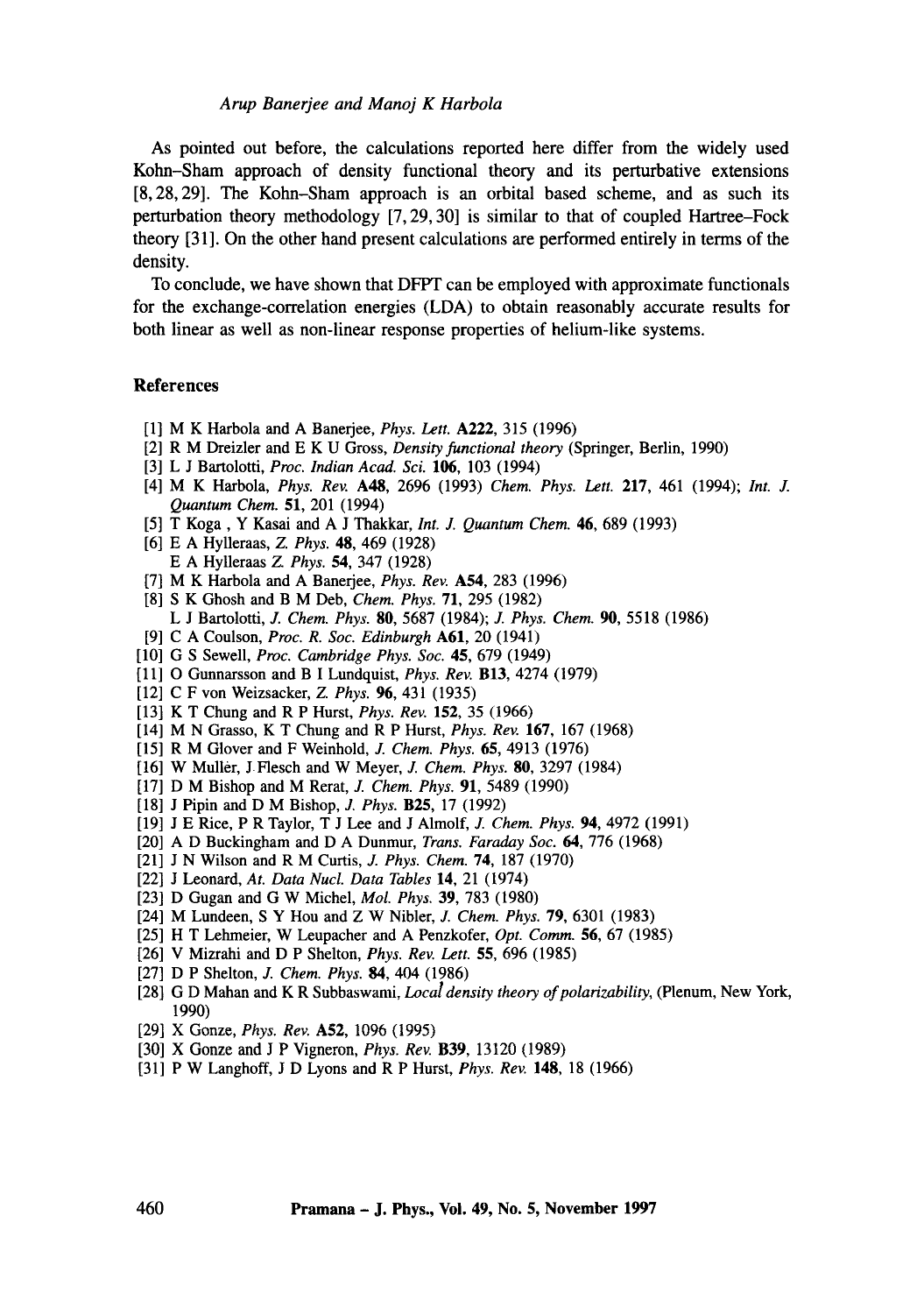As pointed out before, the calculations reported here differ from the widely used Kohn–Sham approach of density functional theory and its perturbative extensions [8, 28, 29]. The Kohn–Sham approach is an orbital based scheme, and as such its perturbation theory methodology [7, 29, 30] is similar to that of coupled Hartree–Fock theory [31]. On the other hand present calculations are performed entirely in terms of the density.

To conclude, we have shown that DFPT can be employed with approximate functionals for the exchange-correlation energies (LDA) to obtain reasonably accurate results for both linear as well as non-linear response properties of helium-like systems.

## References

[1] M K Harbola and A Banerjee, *Phys. Lett.* **A222**, 315 (1996)
[2] R M Dreizler and E K U Gross, *Density functional theory* (Springer, Berlin, 1990)
[3] L J Bartolotti, *Proc. Indian Acad. Sci.* **106**, 103 (1994)
[4] M K Harbola, *Phys. Rev.* **A48**, 2696 (1993) *Chem. Phys. Lett.* **217**, 461 (1994); *Int. J. Quantum Chem.* **51**, 201 (1994)
[5] T Koga , Y Kasai and A J Thakkar, *Int. J. Quantum Chem.* **46**, 689 (1993)
[6] E A Hylleraas, *Z. Phys.* **48**, 469 (1928)
E A Hylleraas *Z. Phys.* **54**, 347 (1928)
[7] M K Harbola and A Banerjee, *Phys. Rev.* **A54**, 283 (1996)
[8] S K Ghosh and B M Deb, *Chem. Phys.* **71**, 295 (1982)
L J Bartolotti, *J. Chem. Phys.* **80**, 5687 (1984); *J. Phys. Chem.* **90**, 5518 (1986)
[9] C A Coulson, *Proc. R. Soc. Edinburgh* **A61**, 20 (1941)
[10] G S Sewell, *Proc. Cambridge Phys. Soc.* **45**, 679 (1949)
[11] O Gunnarsson and B I Lundquist, *Phys. Rev.* **B13**, 4274 (1979)
[12] C F von Weizsacker, *Z. Phys.* **96**, 431 (1935)
[13] K T Chung and R P Hurst, *Phys. Rev.* **152**, 35 (1966)
[14] M N Grasso, K T Chung and R P Hurst, *Phys. Rev.* **167**, 167 (1968)
[15] R M Glover and F Weinhold, *J. Chem. Phys.* **65**, 4913 (1976)
[16] W Muller, J Flesch and W Meyer, *J. Chem. Phys.* **80**, 3297 (1984)
[17] D M Bishop and M Rerat, *J. Chem. Phys.* **91**, 5489 (1990)
[18] J Pipin and D M Bishop, *J. Phys.* **B25**, 17 (1992)
[19] J E Rice, P R Taylor, T J Lee and J Almolf, *J. Chem. Phys.* **94**, 4972 (1991)
[20] A D Buckingham and D A Dunmur, *Trans. Faraday Soc.* **64**, 776 (1968)
[21] J N Wilson and R M Curtis, *J. Phys. Chem.* **74**, 187 (1970)
[22] J Leonard, *At. Data Nucl. Data Tables* **14**, 21 (1974)
[23] D Gugan and G W Michel, *Mol. Phys.* **39**, 783 (1980)
[24] M Lundeen, S Y Hou and Z W Nibler, *J. Chem. Phys.* **79**, 6301 (1983)
[25] H T Lehmeier, W Leupacher and A Penzkofer, *Opt. Comm.* **56**, 67 (1985)
[26] V Mizrahi and D P Shelton, *Phys. Rev. Lett.* **55**, 696 (1985)
[27] D P Shelton, *J. Chem. Phys.* **84**, 404 (1986)
[28] G D Mahan and K R Subbaswami, *Local density theory of polarizability*, (Plenum, New York, 1990)
[29] X Gonze, *Phys. Rev.* **A52**, 1096 (1995)
[30] X Gonze and J P Vigneron, *Phys. Rev.* **B39**, 13120 (1989)
[31] P W Langhoff, J D Lyons and R P Hurst, *Phys. Rev.* **148**, 18 (1966)